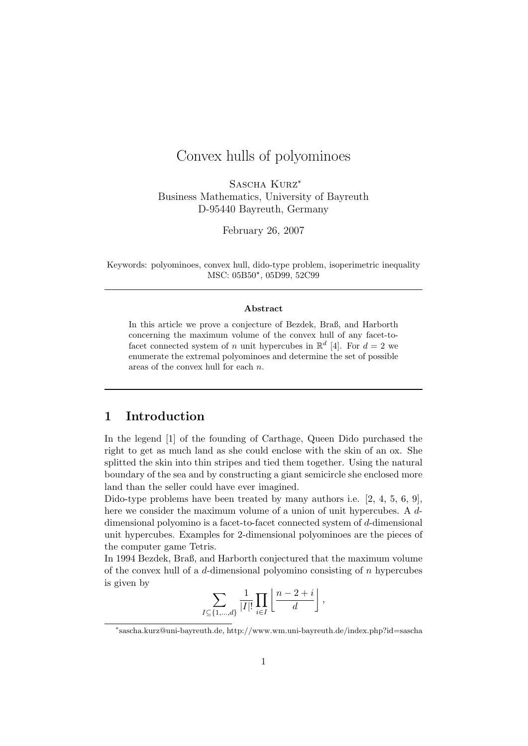# Convex hulls of polyominoes

Sascha Kurz*
Business Mathematics, University of Bayreuth
D-95440 Bayreuth, Germany

February 26, 2007

Keywords: polyominoes, convex hull, dido-type problem, isoperimetric inequality
MSC: 05B50*, 05D99, 52C99

---

**Abstract**

In this article we prove a conjecture of Bezdek, Braß, and Harborth concerning the maximum volume of the convex hull of any facet-to-facet connected system of $n$ unit hypercubes in $\mathbb{R}^d$ [4]. For $d = 2$ we enumerate the extremal polyominoes and determine the set of possible areas of the convex hull for each $n$.

---

## 1 Introduction

In the legend [1] of the founding of Carthage, Queen Dido purchased the right to get as much land as she could enclose with the skin of an ox. She splitted the skin into thin stripes and tied them together. Using the natural boundary of the sea and by constructing a giant semicircle she enclosed more land than the seller could have ever imagined.

Dido-type problems have been treated by many authors i.e. [2, 4, 5, 6, 9], here we consider the maximum volume of a union of unit hypercubes. A $d$-dimensional polyomino is a facet-to-facet connected system of $d$-dimensional unit hypercubes. Examples for 2-dimensional polyominoes are the pieces of the computer game Tetris.

In 1994 Bezdek, Braß, and Harborth conjectured that the maximum volume of the convex hull of a $d$-dimensional polyomino consisting of $n$ hypercubes is given by

$$\sum_{I \subseteq \{1,\dots,d\}} \frac{1}{|I|!} \prod_{i \in I} \left\lfloor \frac{n-2+i}{d} \right\rfloor,$$

*sascha.kurz@uni-bayreuth.de, http://www.wm.uni-bayreuth.de/index.php?id=sascha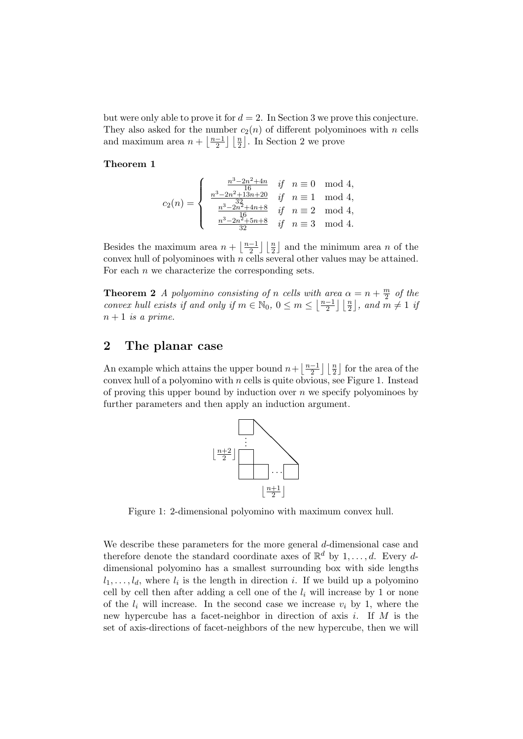but were only able to prove it for $d = 2$. In Section 3 we prove this conjecture. They also asked for the number $c_2(n)$ of different polyominoes with $n$ cells and maximum area $n + \left\lfloor \frac{n-1}{2} \right\rfloor \left\lfloor \frac{n}{2} \right\rfloor$. In Section 2 we prove

**Theorem 1**

$$c_2(n) = \begin{cases} \frac{n^3-2n^2+4n}{16} & \text{if} \quad n \equiv 0 \mod 4, \\ \frac{n^3-2n^2+13n+20}{32} & \text{if} \quad n \equiv 1 \mod 4, \\ \frac{n^3-2n^2+4n+8}{16} & \text{if} \quad n \equiv 2 \mod 4, \\ \frac{n^3-2n^2+5n+8}{32} & \text{if} \quad n \equiv 3 \mod 4. \end{cases}$$

Besides the maximum area $n + \left\lfloor \frac{n-1}{2} \right\rfloor \left\lfloor \frac{n}{2} \right\rfloor$ and the minimum area $n$ of the convex hull of polyominoes with $n$ cells several other values may be attained. For each $n$ we characterize the corresponding sets.

**Theorem 2** *A polyomino consisting of $n$ cells with area $\alpha = n + \frac{m}{2}$ of the convex hull exists if and only if $m \in \mathbb{N}_0$, $0 \le m \le \left\lfloor \frac{n-1}{2} \right\rfloor \left\lfloor \frac{n}{2} \right\rfloor$, and $m \neq 1$ if $n + 1$ is a prime.*

## 2 The planar case

An example which attains the upper bound $n + \left\lfloor \frac{n-1}{2} \right\rfloor \left\lfloor \frac{n}{2} \right\rfloor$ for the area of the convex hull of a polyomino with $n$ cells is quite obvious, see Figure 1. Instead of proving this upper bound by induction over $n$ we specify polyominoes by further parameters and then apply an induction argument.

Figure 1: 2-dimensional polyomino with maximum convex hull.

We describe these parameters for the more general $d$-dimensional case and therefore denote the standard coordinate axes of $\mathbb{R}^d$ by $1, \ldots, d$. Every $d$-dimensional polyomino has a smallest surrounding box with side lengths $l_1, \ldots, l_d$, where $l_i$ is the length in direction $i$. If we build up a polyomino cell by cell then after adding a cell one of the $l_i$ will increase by 1 or none of the $l_i$ will increase. In the second case we increase $v_i$ by 1, where the new hypercube has a facet-neighbor in direction of axis $i$. If $M$ is the set of axis-directions of facet-neighbors of the new hypercube, then we will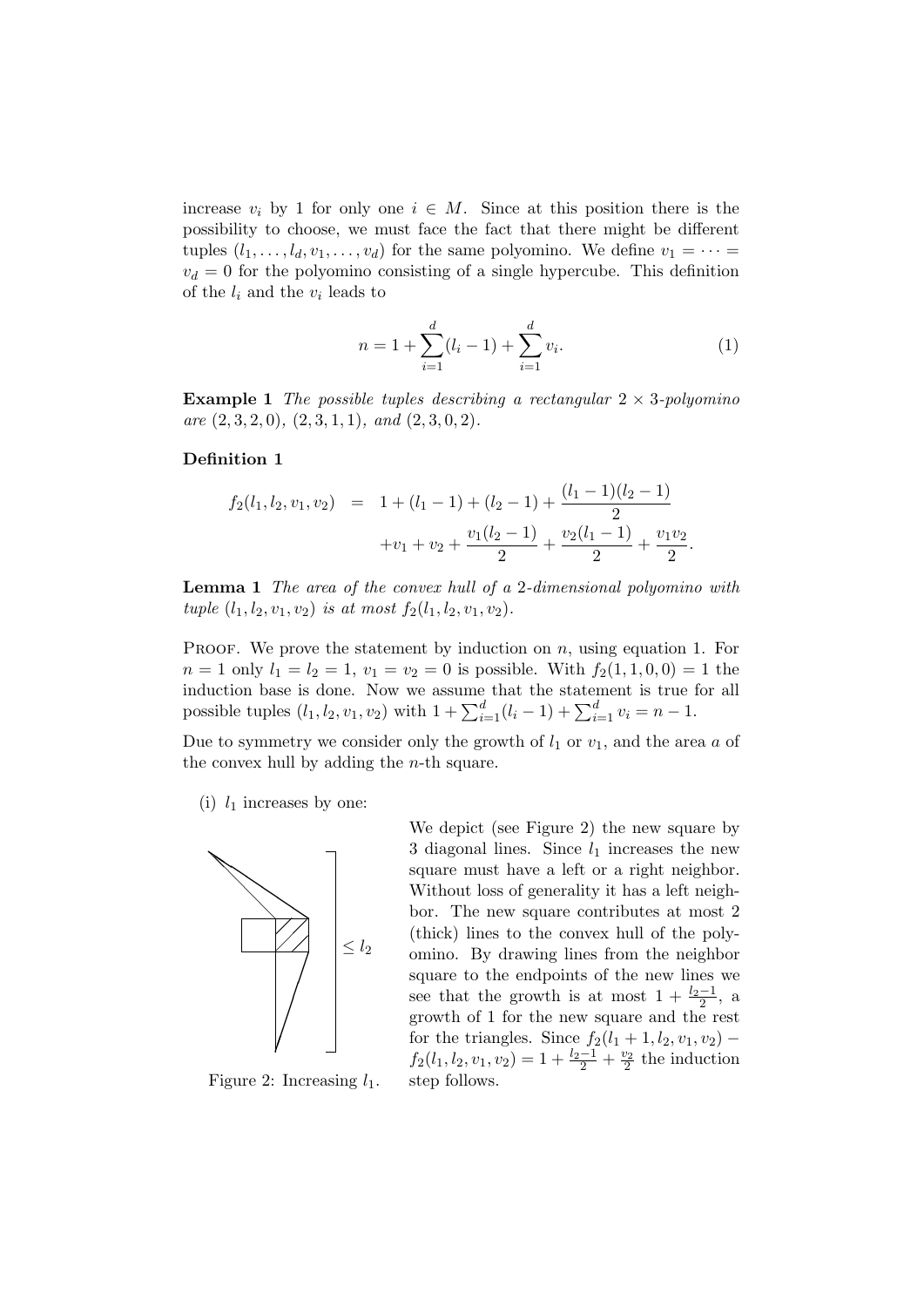increase $v_i$ by 1 for only one $i \in M$. Since at this position there is the possibility to choose, we must face the fact that there might be different tuples $(l_1, \ldots, l_d, v_1, \ldots, v_d)$ for the same polyomino. We define $v_1 = \cdots = v_d = 0$ for the polyomino consisting of a single hypercube. This definition of the $l_i$ and the $v_i$ leads to

$$n = 1 + \sum_{i=1}^{d}(l_i - 1) + \sum_{i=1}^{d} v_i. \tag{1}$$

**Example 1** *The possible tuples describing a rectangular $2 \times 3$-polyomino are $(2, 3, 2, 0)$, $(2, 3, 1, 1)$, and $(2, 3, 0, 2)$.*

**Definition 1**

$$\begin{aligned} f_2(l_1, l_2, v_1, v_2) &= 1 + (l_1 - 1) + (l_2 - 1) + \frac{(l_1 - 1)(l_2 - 1)}{2} \\ &\quad + v_1 + v_2 + \frac{v_1(l_2 - 1)}{2} + \frac{v_2(l_1 - 1)}{2} + \frac{v_1 v_2}{2}. \end{aligned}$$

**Lemma 1** *The area of the convex hull of a 2-dimensional polyomino with tuple $(l_1, l_2, v_1, v_2)$ is at most $f_2(l_1, l_2, v_1, v_2)$.*

Proof. We prove the statement by induction on $n$, using equation 1. For $n = 1$ only $l_1 = l_2 = 1$, $v_1 = v_2 = 0$ is possible. With $f_2(1, 1, 0, 0) = 1$ the induction base is done. Now we assume that the statement is true for all possible tuples $(l_1, l_2, v_1, v_2)$ with $1 + \sum_{i=1}^{d}(l_i - 1) + \sum_{i=1}^{d} v_i = n - 1$.

Due to symmetry we consider only the growth of $l_1$ or $v_1$, and the area $a$ of the convex hull by adding the $n$-th square.

(i) $l_1$ increases by one:

Figure 2: Increasing $l_1$.

We depict (see Figure 2) the new square by 3 diagonal lines. Since $l_1$ increases the new square must have a left or a right neighbor. Without loss of generality it has a left neighbor. The new square contributes at most 2 (thick) lines to the convex hull of the polyomino. By drawing lines from the neighbor square to the endpoints of the new lines we see that the growth is at most $1 + \frac{l_2 - 1}{2}$, a growth of 1 for the new square and the rest for the triangles. Since $f_2(l_1 + 1, l_2, v_1, v_2) - f_2(l_1, l_2, v_1, v_2) = 1 + \frac{l_2 - 1}{2} + \frac{v_2}{2}$ the induction step follows.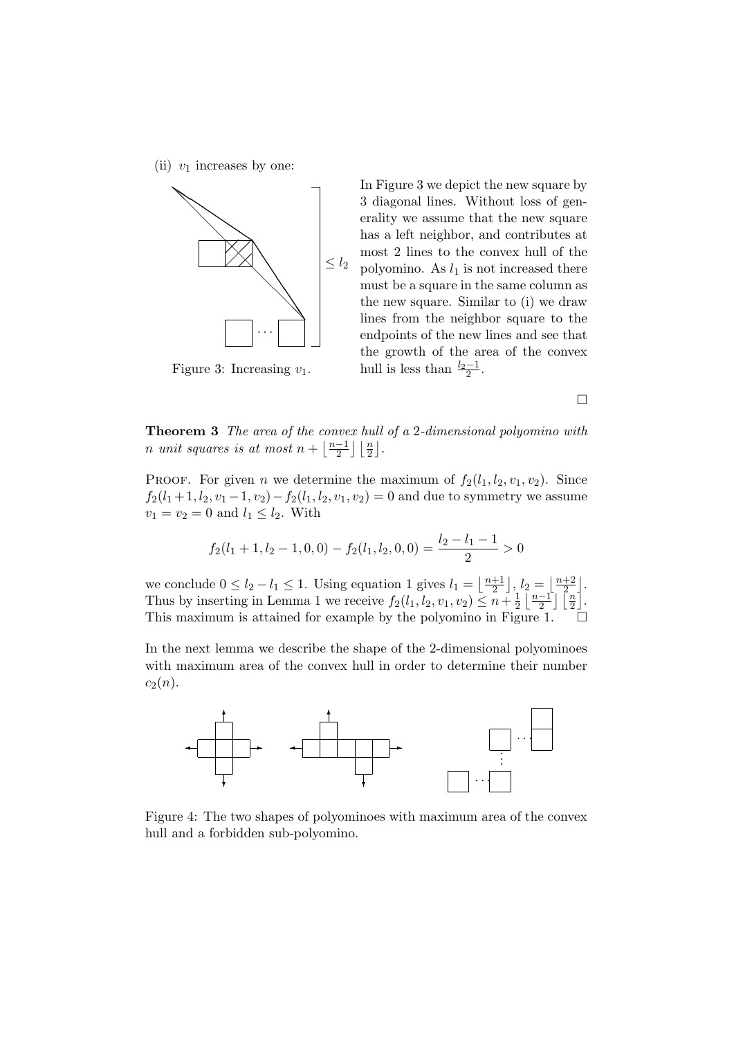(ii) $v_1$ increases by one:

In Figure 3 we depict the new square by 3 diagonal lines. Without loss of generality we assume that the new square has a left neighbor, and contributes at most 2 lines to the convex hull of the polyomino. As $l_1$ is not increased there must be a square in the same column as the new square. Similar to (i) we draw lines from the neighbor square to the endpoints of the new lines and see that the growth of the area of the convex hull is less than $\frac{l_2-1}{2}$.

Figure 3: Increasing $v_1$.

□

**Theorem 3** *The area of the convex hull of a 2-dimensional polyomino with $n$ unit squares is at most $n + \left\lfloor \frac{n-1}{2} \right\rfloor \left\lfloor \frac{n}{2} \right\rfloor$.*

Proof. For given $n$ we determine the maximum of $f_2(l_1, l_2, v_1, v_2)$. Since $f_2(l_1+1, l_2, v_1-1, v_2) - f_2(l_1, l_2, v_1, v_2) = 0$ and due to symmetry we assume $v_1 = v_2 = 0$ and $l_1 \leq l_2$. With

$$f_2(l_1 + 1, l_2 - 1, 0, 0) - f_2(l_1, l_2, 0, 0) = \frac{l_2 - l_1 - 1}{2} > 0$$

we conclude $0 \leq l_2 - l_1 \leq 1$. Using equation 1 gives $l_1 = \left\lfloor \frac{n+1}{2} \right\rfloor$, $l_2 = \left\lfloor \frac{n+2}{2} \right\rfloor$. Thus by inserting in Lemma 1 we receive $f_2(l_1, l_2, v_1, v_2) \leq n + \frac{1}{2} \left\lfloor \frac{n-1}{2} \right\rfloor \left\lceil \frac{n}{2} \right\rceil$. This maximum is attained for example by the polyomino in Figure 1. □

In the next lemma we describe the shape of the 2-dimensional polyominoes with maximum area of the convex hull in order to determine their number $c_2(n)$.

Figure 4: The two shapes of polyominoes with maximum area of the convex hull and a forbidden sub-polyomino.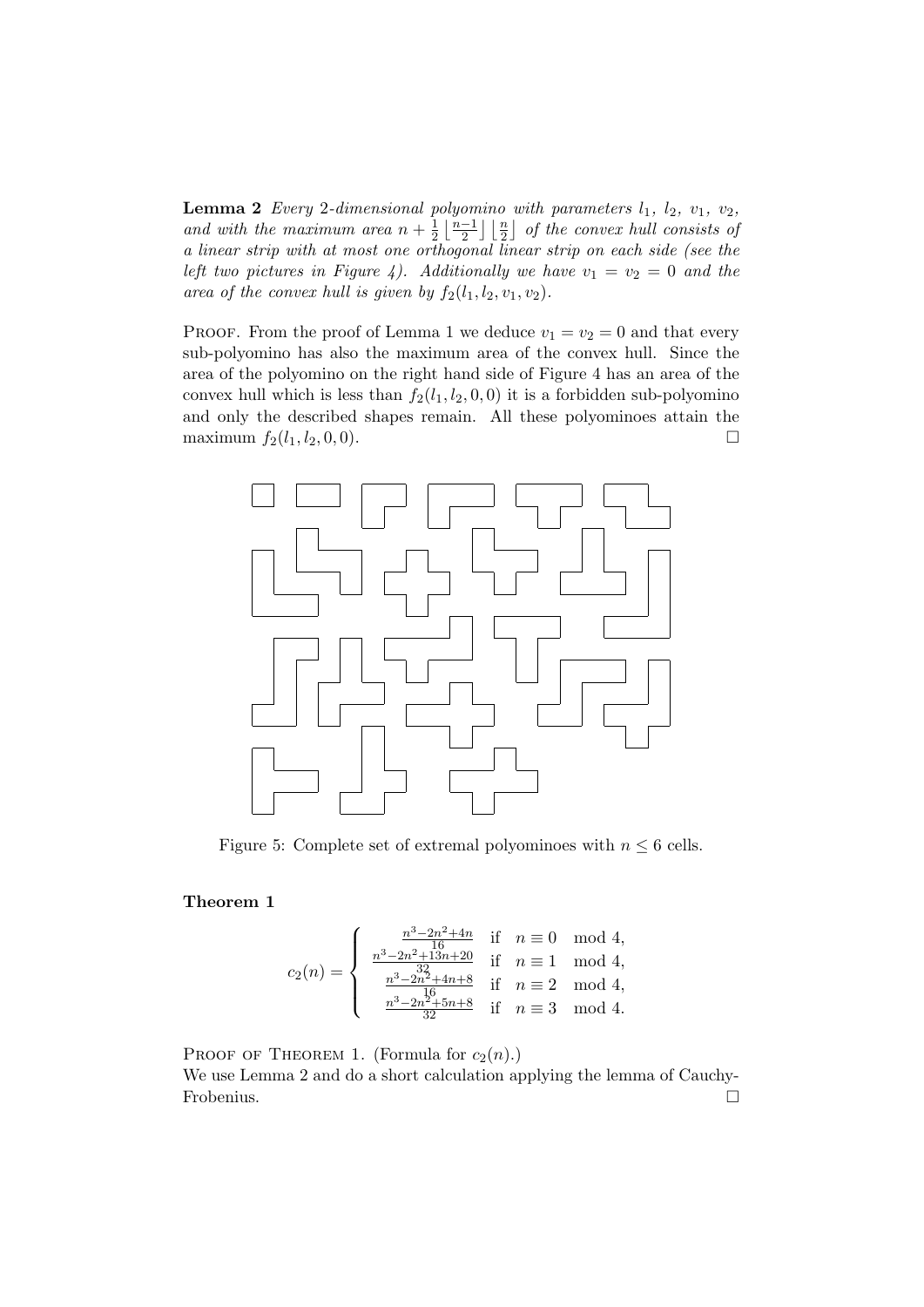**Lemma 2** *Every 2-dimensional polyomino with parameters $l_1$, $l_2$, $v_1$, $v_2$, and with the maximum area $n + \frac{1}{2}\left\lfloor\frac{n-1}{2}\right\rfloor\left\lfloor\frac{n}{2}\right\rfloor$ of the convex hull consists of a linear strip with at most one orthogonal linear strip on each side (see the left two pictures in Figure 4). Additionally we have $v_1 = v_2 = 0$ and the area of the convex hull is given by $f_2(l_1, l_2, v_1, v_2)$.*

Proof. From the proof of Lemma 1 we deduce $v_1 = v_2 = 0$ and that every sub-polyomino has also the maximum area of the convex hull. Since the area of the polyomino on the right hand side of Figure 4 has an area of the convex hull which is less than $f_2(l_1, l_2, 0, 0)$ it is a forbidden sub-polyomino and only the described shapes remain. All these polyominoes attain the maximum $f_2(l_1, l_2, 0, 0)$. $\square$

Figure 5: Complete set of extremal polyominoes with $n \le 6$ cells.

**Theorem 1**

$$c_2(n) = \begin{cases} \frac{n^3-2n^2+4n}{16} & \text{if} \quad n \equiv 0 \mod 4, \\ \frac{n^3-2n^2+13n+20}{32} & \text{if} \quad n \equiv 1 \mod 4, \\ \frac{n^3-2n^2+4n+8}{16} & \text{if} \quad n \equiv 2 \mod 4, \\ \frac{n^3-2n^2+5n+8}{32} & \text{if} \quad n \equiv 3 \mod 4. \end{cases}$$

Proof of Theorem 1. (Formula for $c_2(n)$.)
We use Lemma 2 and do a short calculation applying the lemma of Cauchy-Frobenius. $\square$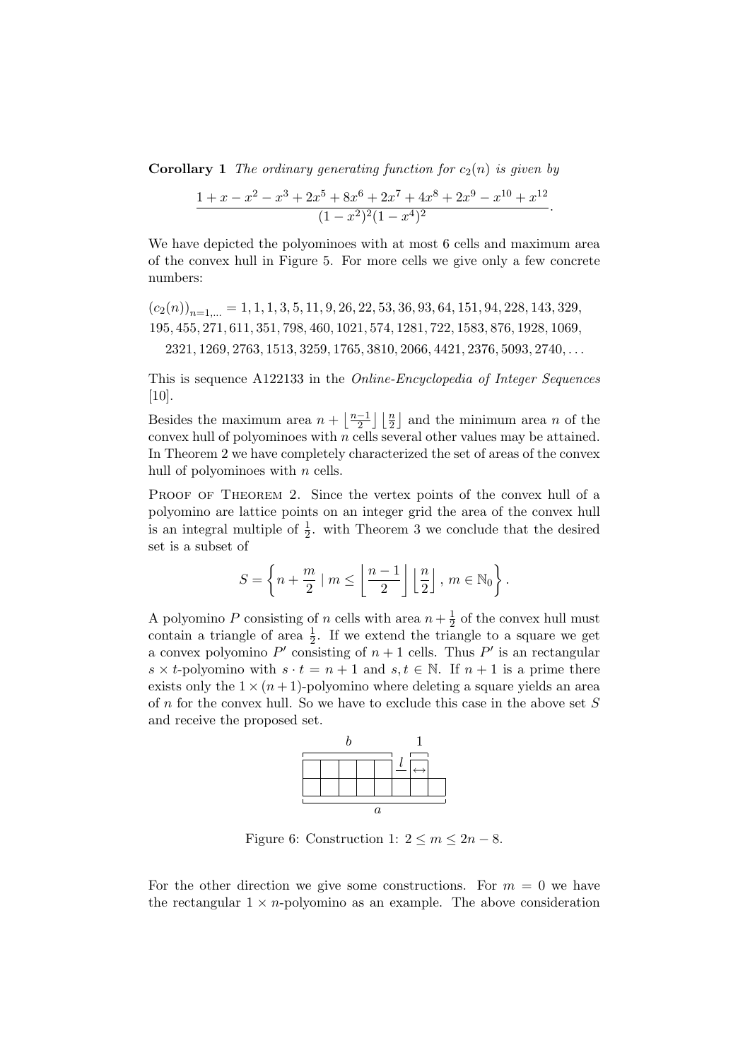**Corollary 1** *The ordinary generating function for $c_2(n)$ is given by*

$$\frac{1 + x - x^2 - x^3 + 2x^5 + 8x^6 + 2x^7 + 4x^8 + 2x^9 - x^{10} + x^{12}}{(1-x^2)^2(1-x^4)^2}.$$

We have depicted the polyominoes with at most 6 cells and maximum area of the convex hull in Figure 5. For more cells we give only a few concrete numbers:

$(c_2(n))_{n=1,\ldots} = 1, 1, 1, 3, 5, 11, 9, 26, 22, 53, 36, 93, 64, 151, 94, 228, 143, 329, 195, 455, 271, 611, 351, 798, 460, 1021, 574, 1281, 722, 1583, 876, 1928, 1069, 2321, 1269, 2763, 1513, 3259, 1765, 3810, 2066, 4421, 2376, 5093, 2740, \ldots$

This is sequence A122133 in the *Online-Encyclopedia of Integer Sequences* [10].

Besides the maximum area $n + \left\lfloor \frac{n-1}{2} \right\rfloor \left\lfloor \frac{n}{2} \right\rfloor$ and the minimum area $n$ of the convex hull of polyominoes with $n$ cells several other values may be attained. In Theorem 2 we have completely characterized the set of areas of the convex hull of polyominoes with $n$ cells.

Proof of Theorem 2. Since the vertex points of the convex hull of a polyomino are lattice points on an integer grid the area of the convex hull is an integral multiple of $\frac{1}{2}$. with Theorem 3 we conclude that the desired set is a subset of

$$S = \left\{ n + \frac{m}{2} \mid m \leq \left\lfloor \frac{n-1}{2} \right\rfloor \left\lfloor \frac{n}{2} \right\rfloor, \, m \in \mathbb{N}_0 \right\}.$$

A polyomino $P$ consisting of $n$ cells with area $n + \frac{1}{2}$ of the convex hull must contain a triangle of area $\frac{1}{2}$. If we extend the triangle to a square we get a convex polyomino $P'$ consisting of $n+1$ cells. Thus $P'$ is an rectangular $s \times t$-polyomino with $s \cdot t = n + 1$ and $s, t \in \mathbb{N}$. If $n+1$ is a prime there exists only the $1 \times (n+1)$-polyomino where deleting a square yields an area of $n$ for the convex hull. So we have to exclude this case in the above set $S$ and receive the proposed set.

Figure 6: Construction 1: $2 \leq m \leq 2n - 8$.

For the other direction we give some constructions. For $m = 0$ we have the rectangular $1 \times n$-polyomino as an example. The above consideration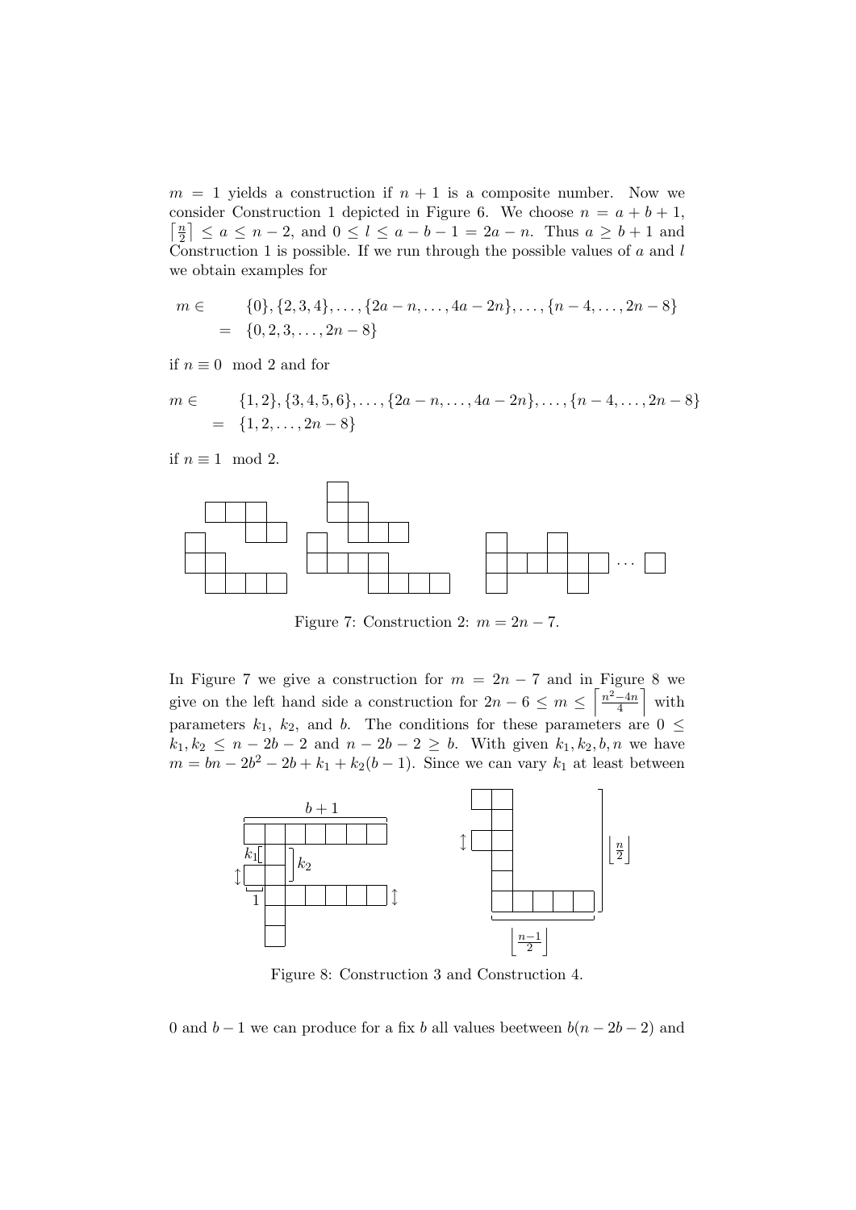$m = 1$ yields a construction if $n+1$ is a composite number. Now we consider Construction 1 depicted in Figure 6. We choose $n = a + b + 1$, $\left\lceil \frac{n}{2} \right\rceil \le a \le n-2$, and $0 \le l \le a - b - 1 = 2a - n$. Thus $a \ge b+1$ and Construction 1 is possible. If we run through the possible values of $a$ and $l$ we obtain examples for

$$\begin{aligned} m \in \quad & \{0\}, \{2,3,4\}, \ldots, \{2a-n, \ldots, 4a-2n\}, \ldots, \{n-4, \ldots, 2n-8\} \\ = \quad & \{0, 2, 3, \ldots, 2n-8\} \end{aligned}$$

if $n \equiv 0 \mod 2$ and for

$$\begin{aligned} m \in \quad & \{1,2\}, \{3,4,5,6\}, \ldots, \{2a-n, \ldots, 4a-2n\}, \ldots, \{n-4, \ldots, 2n-8\} \\ = \quad & \{1, 2, \ldots, 2n-8\} \end{aligned}$$

if $n \equiv 1 \mod 2$.

Figure 7: Construction 2: $m = 2n - 7$.

In Figure 7 we give a construction for $m = 2n-7$ and in Figure 8 we give on the left hand side a construction for $2n - 6 \le m \le \left\lceil \frac{n^2-4n}{4} \right\rceil$ with parameters $k_1$, $k_2$, and $b$. The conditions for these parameters are $0 \le k_1, k_2 \le n - 2b - 2$ and $n - 2b - 2 \ge b$. With given $k_1, k_2, b, n$ we have $m = bn - 2b^2 - 2b + k_1 + k_2(b-1)$. Since we can vary $k_1$ at least between

Figure 8: Construction 3 and Construction 4.

0 and $b-1$ we can produce for a fix $b$ all values beetween $b(n-2b-2)$ and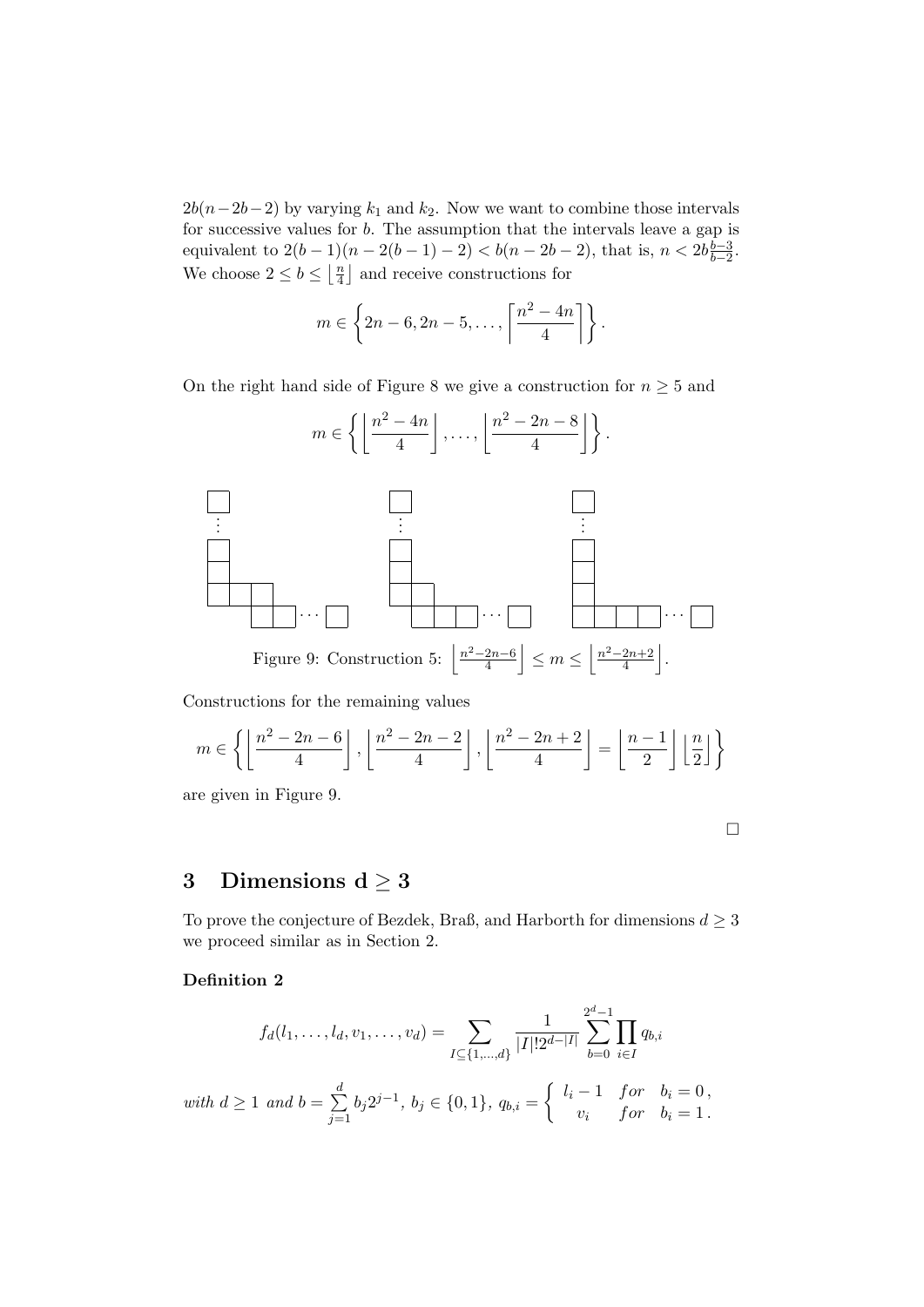$2b(n-2b-2)$ by varying $k_1$ and $k_2$. Now we want to combine those intervals for successive values for $b$. The assumption that the intervals leave a gap is equivalent to $2(b-1)(n-2(b-1)-2) < b(n-2b-2)$, that is, $n < 2b\frac{b-3}{b-2}$. We choose $2 \leq b \leq \left\lfloor \frac{n}{4} \right\rfloor$ and receive constructions for

$$m \in \left\{ 2n-6, 2n-5, \ldots, \left\lceil \frac{n^2-4n}{4} \right\rceil \right\}.$$

On the right hand side of Figure 8 we give a construction for $n \geq 5$ and

$$m \in \left\{ \left\lfloor \frac{n^2-4n}{4} \right\rfloor, \ldots, \left\lfloor \frac{n^2-2n-8}{4} \right\rfloor \right\}.$$

Figure 9: Construction 5: $\left\lfloor \frac{n^2-2n-6}{4} \right\rfloor \leq m \leq \left\lfloor \frac{n^2-2n+2}{4} \right\rfloor$.

Constructions for the remaining values

$$m \in \left\{ \left\lfloor \frac{n^2-2n-6}{4} \right\rfloor, \left\lfloor \frac{n^2-2n-2}{4} \right\rfloor, \left\lfloor \frac{n^2-2n+2}{4} \right\rfloor = \left\lfloor \frac{n-1}{2} \right\rfloor \left\lfloor \frac{n}{2} \right\rfloor \right\}$$

are given in Figure 9.

□

## 3 Dimensions $d \geq 3$

To prove the conjecture of Bezdek, Braß, and Harborth for dimensions $d \geq 3$ we proceed similar as in Section 2.

**Definition 2**

$$f_d(l_1, \ldots, l_d, v_1, \ldots, v_d) = \sum_{I \subseteq \{1,\ldots,d\}} \frac{1}{|I|! 2^{d-|I|}} \sum_{b=0}^{2^d-1} \prod_{i \in I} q_{b,i}$$

*with* $d \geq 1$ *and* $b = \sum_{j=1}^{d} b_j 2^{j-1}$, $b_j \in \{0,1\}$, $q_{b,i} = \begin{cases} l_i - 1 & for \quad b_i = 0\,, \\ v_i & for \quad b_i = 1\,. \end{cases}$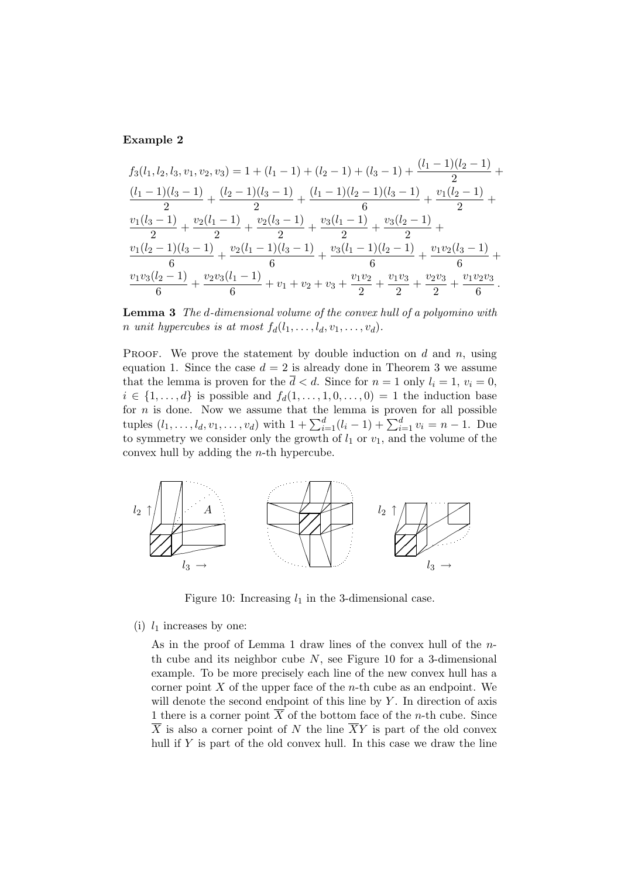**Example 2**

$$f_3(l_1,l_2,l_3,v_1,v_2,v_3) = 1 + (l_1-1) + (l_2-1) + (l_3-1) + \frac{(l_1-1)(l_2-1)}{2} + \frac{(l_1-1)(l_3-1)}{2} + \frac{(l_2-1)(l_3-1)}{2} + \frac{(l_1-1)(l_2-1)(l_3-1)}{6} + \frac{v_1(l_2-1)}{2} + \frac{v_1(l_3-1)}{2} + \frac{v_2(l_1-1)}{2} + \frac{v_2(l_3-1)}{2} + \frac{v_3(l_1-1)}{2} + \frac{v_3(l_2-1)}{2} + \frac{v_1(l_2-1)(l_3-1)}{6} + \frac{v_2(l_1-1)(l_3-1)}{6} + \frac{v_3(l_1-1)(l_2-1)}{6} + \frac{v_1v_2(l_3-1)}{6} + \frac{v_1v_3(l_2-1)}{6} + \frac{v_2v_3(l_1-1)}{6} + v_1 + v_2 + v_3 + \frac{v_1v_2}{2} + \frac{v_1v_3}{2} + \frac{v_2v_3}{2} + \frac{v_1v_2v_3}{6}.$$

**Lemma 3** *The $d$-dimensional volume of the convex hull of a polyomino with $n$ unit hypercubes is at most $f_d(l_1,\dots,l_d,v_1,\dots,v_d)$.*

Proof. We prove the statement by double induction on $d$ and $n$, using equation 1. Since the case $d=2$ is already done in Theorem 3 we assume that the lemma is proven for the $\overline{d} < d$. Since for $n=1$ only $l_i=1$, $v_i=0$, $i \in \{1,\dots,d\}$ is possible and $f_d(1,\dots,1,0,\dots,0)=1$ the induction base for $n$ is done. Now we assume that the lemma is proven for all possible tuples $(l_1,\dots,l_d,v_1,\dots,v_d)$ with $1+\sum_{i=1}^{d}(l_i-1)+\sum_{i=1}^{d}v_i = n-1$. Due to symmetry we consider only the growth of $l_1$ or $v_1$, and the volume of the convex hull by adding the $n$-th hypercube.

Figure 10: Increasing $l_1$ in the 3-dimensional case.

(i) $l_1$ increases by one:

As in the proof of Lemma 1 draw lines of the convex hull of the $n$-th cube and its neighbor cube $N$, see Figure 10 for a 3-dimensional example. To be more precisely each line of the new convex hull has a corner point $X$ of the upper face of the $n$-th cube as an endpoint. We will denote the second endpoint of this line by $Y$. In direction of axis 1 there is a corner point $\overline{X}$ of the bottom face of the $n$-th cube. Since $\overline{X}$ is also a corner point of $N$ the line $\overline{X}Y$ is part of the old convex hull if $Y$ is part of the old convex hull. In this case we draw the line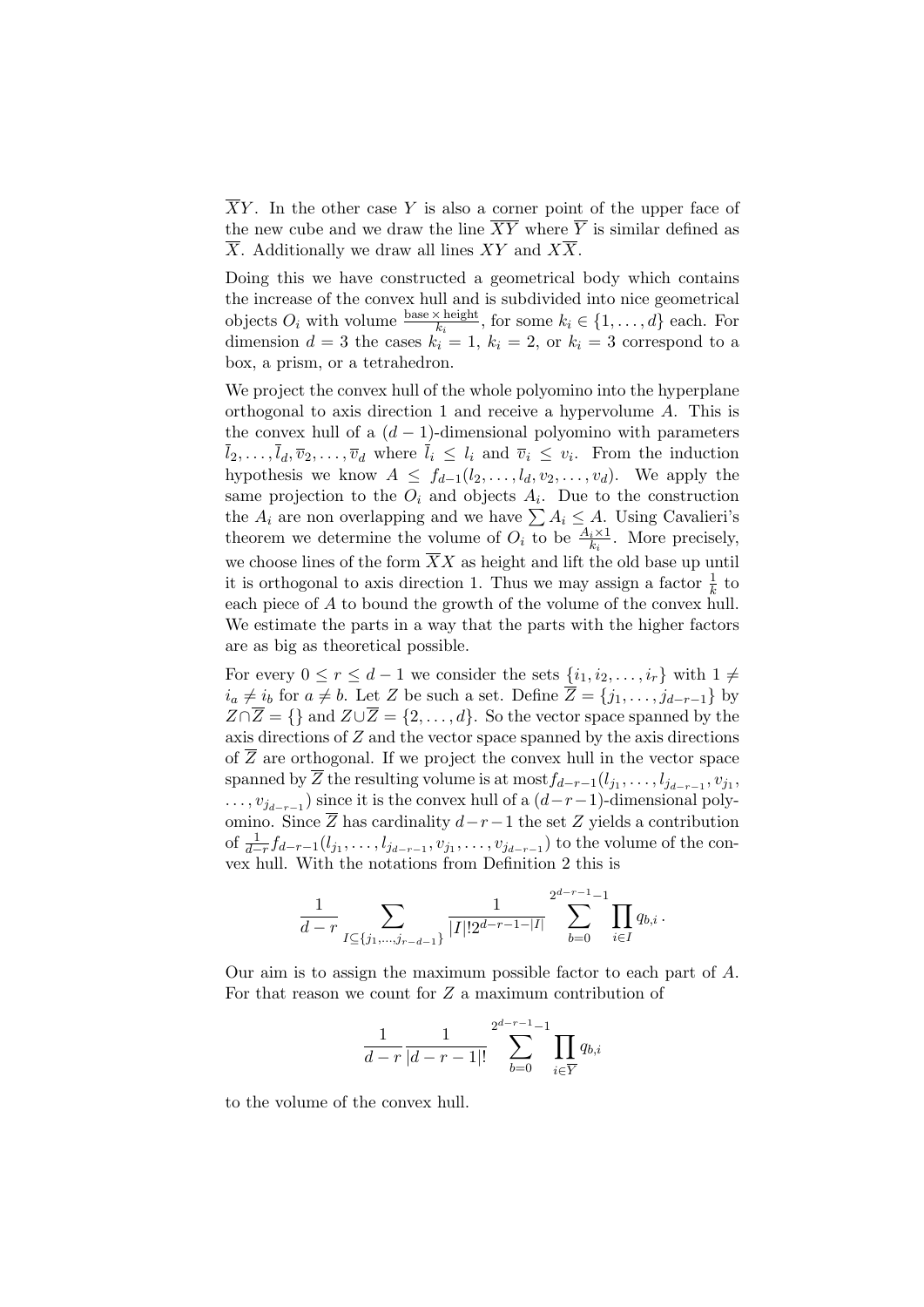$\overline{X}Y$. In the other case $Y$ is also a corner point of the upper face of the new cube and we draw the line $\overline{XY}$ where $\overline{Y}$ is similar defined as $\overline{X}$. Additionally we draw all lines $XY$ and $X\overline{X}$.

Doing this we have constructed a geometrical body which contains the increase of the convex hull and is subdivided into nice geometrical objects $O_i$ with volume $\frac{\text{base} \times \text{height}}{k_i}$, for some $k_i \in \{1, \ldots, d\}$ each. For dimension $d = 3$ the cases $k_i = 1$, $k_i = 2$, or $k_i = 3$ correspond to a box, a prism, or a tetrahedron.

We project the convex hull of the whole polyomino into the hyperplane orthogonal to axis direction 1 and receive a hypervolume $A$. This is the convex hull of a $(d-1)$-dimensional polyomino with parameters $\overline{l}_2, \ldots, \overline{l}_d, \overline{v}_2, \ldots, \overline{v}_d$ where $\overline{l}_i \le l_i$ and $\overline{v}_i \le v_i$. From the induction hypothesis we know $A \le f_{d-1}(l_2, \ldots, l_d, v_2, \ldots, v_d)$. We apply the same projection to the $O_i$ and objects $A_i$. Due to the construction the $A_i$ are non overlapping and we have $\sum A_i \le A$. Using Cavalieri's theorem we determine the volume of $O_i$ to be $\frac{A_i \times 1}{k_i}$. More precisely, we choose lines of the form $\overline{X}X$ as height and lift the old base up until it is orthogonal to axis direction 1. Thus we may assign a factor $\frac{1}{k}$ to each piece of $A$ to bound the growth of the volume of the convex hull. We estimate the parts in a way that the parts with the higher factors are as big as theoretical possible.

For every $0 \le r \le d-1$ we consider the sets $\{i_1, i_2, \ldots, i_r\}$ with $1 \ne i_a \ne i_b$ for $a \ne b$. Let $Z$ be such a set. Define $\overline{Z} = \{j_1, \ldots, j_{d-r-1}\}$ by $Z \cap \overline{Z} = \{\}$ and $Z \cup \overline{Z} = \{2, \ldots, d\}$. So the vector space spanned by the axis directions of $Z$ and the vector space spanned by the axis directions of $\overline{Z}$ are orthogonal. If we project the convex hull in the vector space spanned by $\overline{Z}$ the resulting volume is at most $f_{d-r-1}(l_{j_1}, \ldots, l_{j_{d-r-1}}, v_{j_1}, \ldots, v_{j_{d-r-1}})$ since it is the convex hull of a $(d-r-1)$-dimensional polyomino. Since $\overline{Z}$ has cardinality $d-r-1$ the set $Z$ yields a contribution of $\frac{1}{d-r} f_{d-r-1}(l_{j_1}, \ldots, l_{j_{d-r-1}}, v_{j_1}, \ldots, v_{j_{d-r-1}})$ to the volume of the convex hull. With the notations from Definition 2 this is

$$\frac{1}{d-r} \sum_{I \subseteq \{j_1, \ldots, j_{r-d-1}\}} \frac{1}{|I|! 2^{d-r-1-|I|}} \sum_{b=0}^{2^{d-r-1}-1} \prod_{i \in I} q_{b,i} \, .$$

Our aim is to assign the maximum possible factor to each part of $A$. For that reason we count for $Z$ a maximum contribution of

$$\frac{1}{d-r} \frac{1}{|d-r-1|!} \sum_{b=0}^{2^{d-r-1}-1} \prod_{i \in \overline{Y}} q_{b,i}$$

to the volume of the convex hull.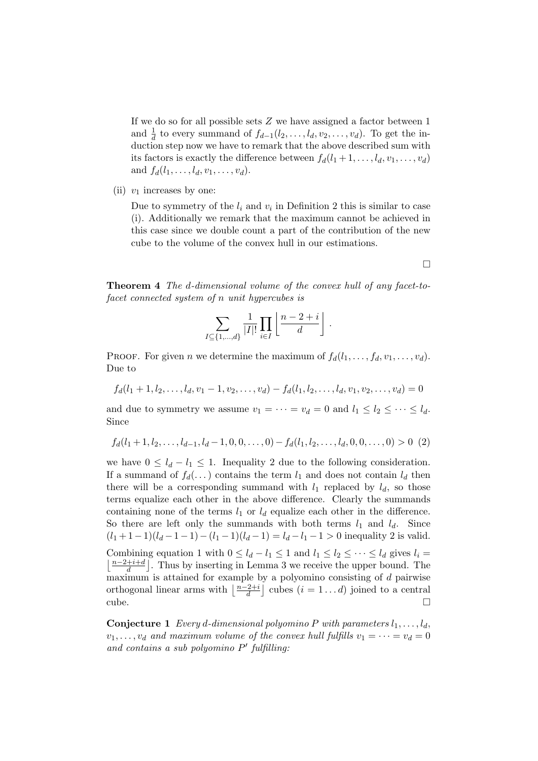If we do so for all possible sets $Z$ we have assigned a factor between 1 and $\frac{1}{d}$ to every summand of $f_{d-1}(l_2,\ldots,l_d,v_2,\ldots,v_d)$. To get the induction step now we have to remark that the above described sum with its factors is exactly the difference between $f_d(l_1+1,\ldots,l_d,v_1,\ldots,v_d)$ and $f_d(l_1,\ldots,l_d,v_1,\ldots,v_d)$.

(ii) $v_1$ increases by one:

Due to symmetry of the $l_i$ and $v_i$ in Definition 2 this is similar to case (i). Additionally we remark that the maximum cannot be achieved in this case since we double count a part of the contribution of the new cube to the volume of the convex hull in our estimations.

□

**Theorem 4** *The d-dimensional volume of the convex hull of any facet-to-facet connected system of n unit hypercubes is*

$$\sum_{I\subseteq\{1,\ldots,d\}}\frac{1}{|I|!}\prod_{i\in I}\left\lfloor\frac{n-2+i}{d}\right\rfloor.$$

Proof. For given $n$ we determine the maximum of $f_d(l_1,\ldots,f_d,v_1,\ldots,v_d)$. Due to

$$f_d(l_1+1,l_2,\ldots,l_d,v_1-1,v_2,\ldots,v_d)-f_d(l_1,l_2,\ldots,l_d,v_1,v_2,\ldots,v_d)=0$$

and due to symmetry we assume $v_1=\cdots=v_d=0$ and $l_1\le l_2\le\cdots\le l_d$. Since

$$f_d(l_1+1,l_2,\ldots,l_{d-1},l_d-1,0,0,\ldots,0)-f_d(l_1,l_2,\ldots,l_d,0,0,\ldots,0)>0 \quad (2)$$

we have $0\le l_d-l_1\le 1$. Inequality 2 due to the following consideration. If a summand of $f_d(\ldots)$ contains the term $l_1$ and does not contain $l_d$ then there will be a corresponding summand with $l_1$ replaced by $l_d$, so those terms equalize each other in the above difference. Clearly the summands containing none of the terms $l_1$ or $l_d$ equalize each other in the difference. So there are left only the summands with both terms $l_1$ and $l_d$. Since $(l_1+1-1)(l_d-1-1)-(l_1-1)(l_d-1)=l_d-l_1-1>0$ inequality 2 is valid.

Combining equation 1 with $0\le l_d-l_1\le 1$ and $l_1\le l_2\le\cdots\le l_d$ gives $l_i=\left\lfloor\frac{n-2+i+d}{d}\right\rfloor$. Thus by inserting in Lemma 3 we receive the upper bound. The maximum is attained for example by a polyomino consisting of $d$ pairwise orthogonal linear arms with $\left\lfloor\frac{n-2+i}{d}\right\rfloor$ cubes ($i=1\ldots d$) joined to a central cube. □

**Conjecture 1** *Every d-dimensional polyomino P with parameters $l_1,\ldots,l_d$, $v_1,\ldots,v_d$ and maximum volume of the convex hull fulfills $v_1=\cdots=v_d=0$ and contains a sub polyomino $P'$ fulfilling:*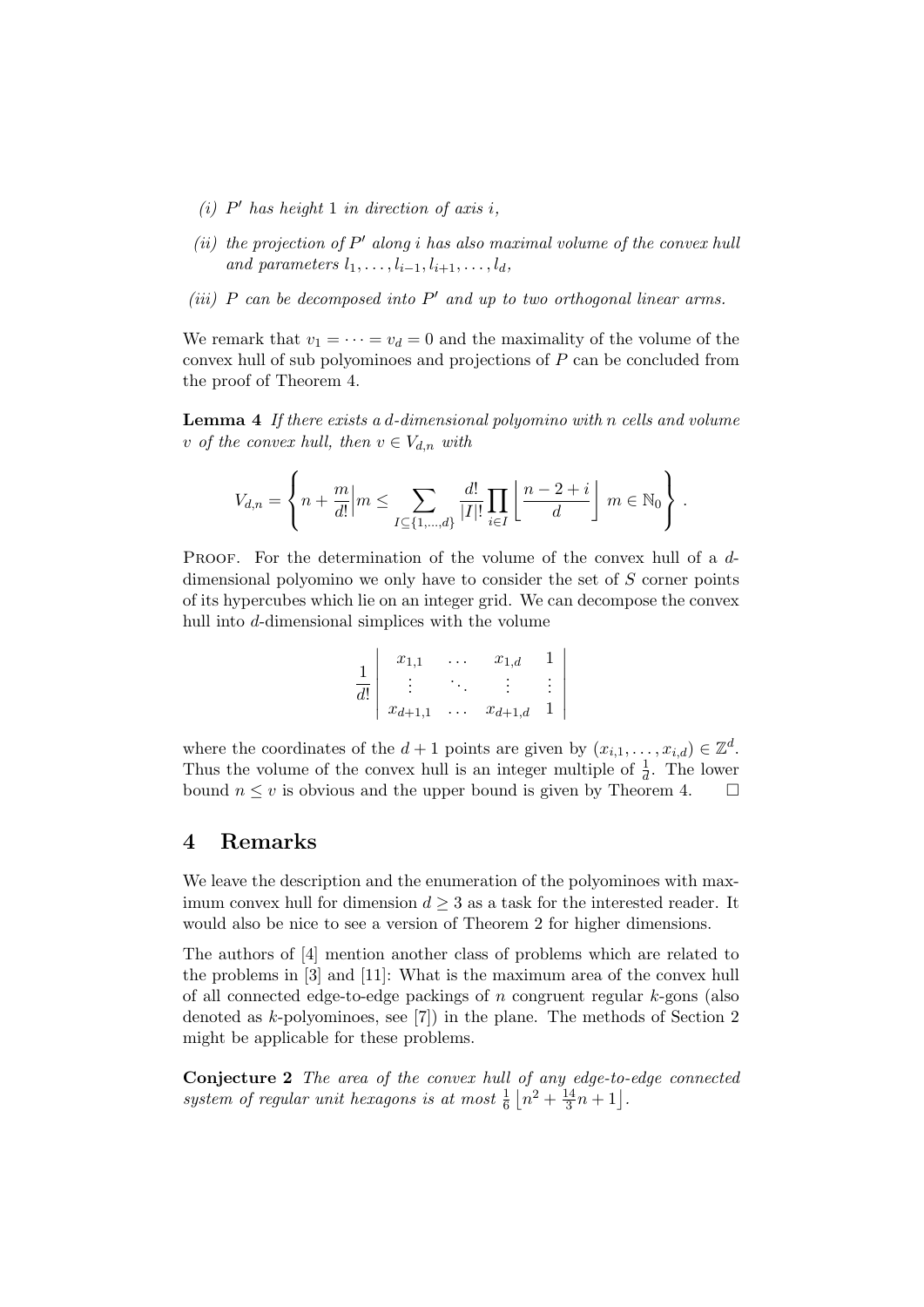*(i)* $P'$ *has height* 1 *in direction of axis* $i$,

*(ii) the projection of* $P'$ *along* $i$ *has also maximal volume of the convex hull and parameters* $l_1, \ldots, l_{i-1}, l_{i+1}, \ldots, l_d$,

*(iii)* $P$ *can be decomposed into* $P'$ *and up to two orthogonal linear arms.*

We remark that $v_1 = \cdots = v_d = 0$ and the maximality of the volume of the convex hull of sub polyominoes and projections of $P$ can be concluded from the proof of Theorem 4.

**Lemma 4** *If there exists a* $d$*-dimensional polyomino with* $n$ *cells and volume* $v$ *of the convex hull, then* $v \in V_{d,n}$ *with*

$$V_{d,n} = \left\{ n + \frac{m}{d!} \Big| m \leq \sum_{I \subseteq \{1,\ldots,d\}} \frac{d!}{|I|!} \prod_{i \in I} \left\lfloor \frac{n-2+i}{d} \right\rfloor \; m \in \mathbb{N}_0 \right\} .$$

Proof. For the determination of the volume of the convex hull of a $d$-dimensional polyomino we only have to consider the set of $S$ corner points of its hypercubes which lie on an integer grid. We can decompose the convex hull into $d$-dimensional simplices with the volume

$$\frac{1}{d!} \begin{vmatrix} x_{1,1} & \ldots & x_{1,d} & 1 \\ \vdots & \ddots & \vdots & \vdots \\ x_{d+1,1} & \ldots & x_{d+1,d} & 1 \end{vmatrix}$$

where the coordinates of the $d+1$ points are given by $(x_{i,1}, \ldots, x_{i,d}) \in \mathbb{Z}^d$. Thus the volume of the convex hull is an integer multiple of $\frac{1}{d}$. The lower bound $n \leq v$ is obvious and the upper bound is given by Theorem 4. $\square$

## 4 Remarks

We leave the description and the enumeration of the polyominoes with maximum convex hull for dimension $d \geq 3$ as a task for the interested reader. It would also be nice to see a version of Theorem 2 for higher dimensions.

The authors of [4] mention another class of problems which are related to the problems in [3] and [11]: What is the maximum area of the convex hull of all connected edge-to-edge packings of $n$ congruent regular $k$-gons (also denoted as $k$-polyominoes, see [7]) in the plane. The methods of Section 2 might be applicable for these problems.

**Conjecture 2** *The area of the convex hull of any edge-to-edge connected system of regular unit hexagons is at most* $\frac{1}{6}\left\lfloor n^2 + \frac{14}{3}n + 1 \right\rfloor$.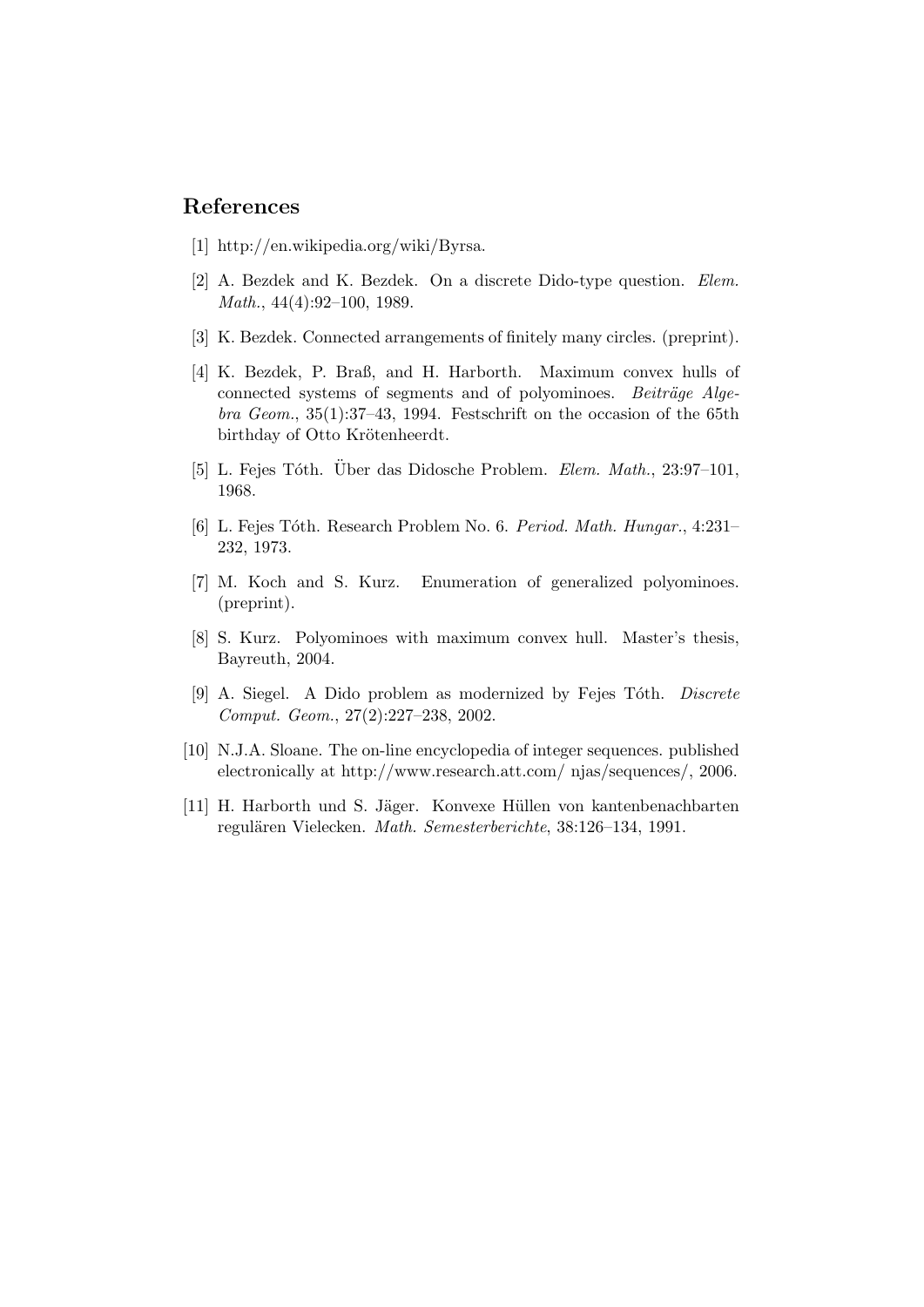## References

[1] http://en.wikipedia.org/wiki/Byrsa.

[2] A. Bezdek and K. Bezdek. On a discrete Dido-type question. *Elem. Math.*, 44(4):92–100, 1989.

[3] K. Bezdek. Connected arrangements of finitely many circles. (preprint).

[4] K. Bezdek, P. Braß, and H. Harborth. Maximum convex hulls of connected systems of segments and of polyominoes. *Beiträge Algebra Geom.*, 35(1):37–43, 1994. Festschrift on the occasion of the 65th birthday of Otto Krötenheerdt.

[5] L. Fejes Tóth. Über das Didosche Problem. *Elem. Math.*, 23:97–101, 1968.

[6] L. Fejes Tóth. Research Problem No. 6. *Period. Math. Hungar.*, 4:231–232, 1973.

[7] M. Koch and S. Kurz. Enumeration of generalized polyominoes. (preprint).

[8] S. Kurz. Polyominoes with maximum convex hull. Master's thesis, Bayreuth, 2004.

[9] A. Siegel. A Dido problem as modernized by Fejes Tóth. *Discrete Comput. Geom.*, 27(2):227–238, 2002.

[10] N.J.A. Sloane. The on-line encyclopedia of integer sequences. published electronically at http://www.research.att.com/ njas/sequences/, 2006.

[11] H. Harborth und S. Jäger. Konvexe Hüllen von kantenbenachbarten regulären Vielecken. *Math. Semesterberichte*, 38:126–134, 1991.